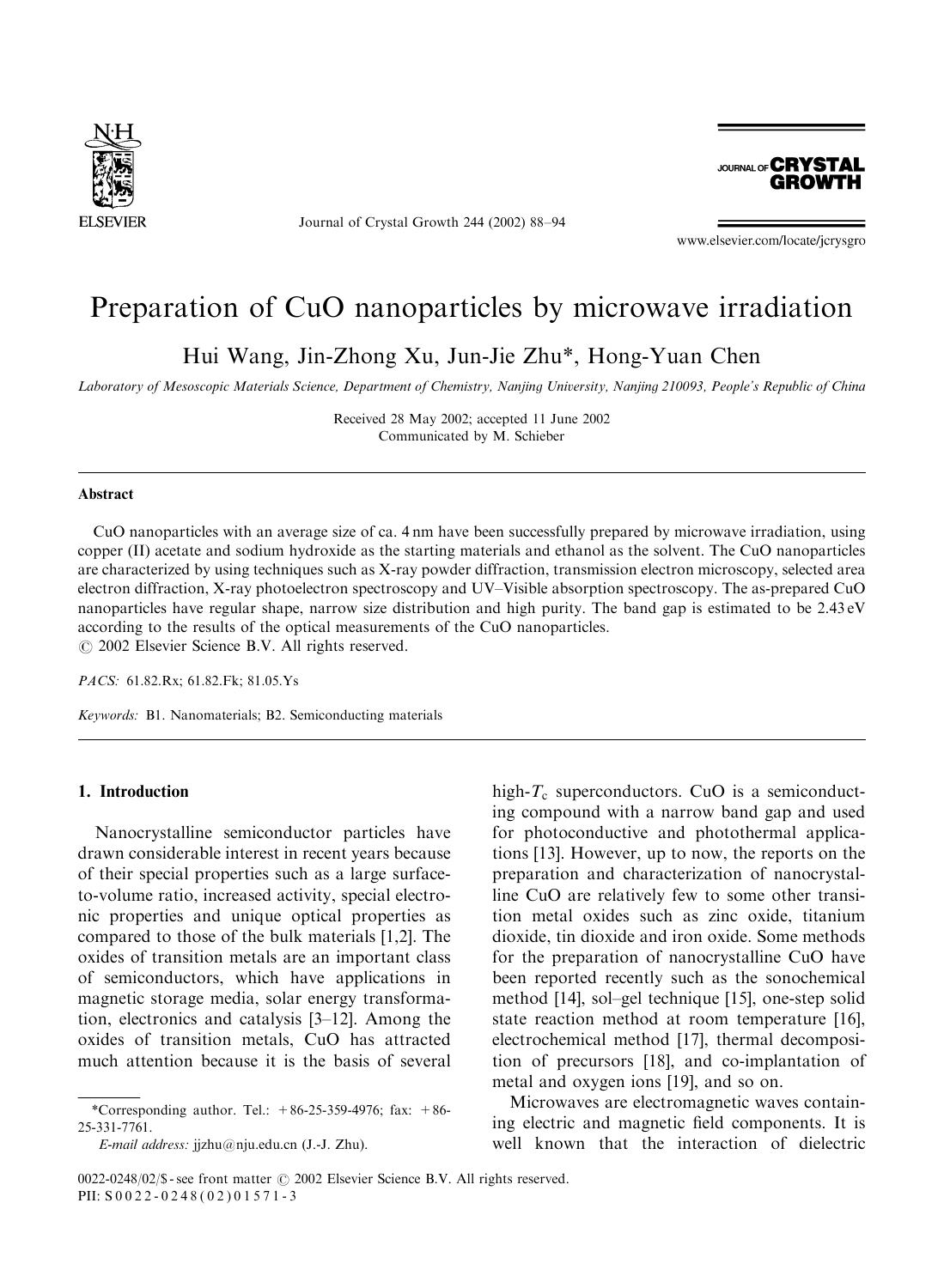# Preparation of CuO nanoparticles by microwave irradiation

Hui Wang, Jin-Zhong Xu, Jun-Jie Zhu*, Hong-Yuan Chen

*Laboratory of Mesoscopic Materials Science, Department of Chemistry, Nanjing University, Nanjing 210093, People's Republic of China*

Received 28 May 2002; accepted 11 June 2002
Communicated by M. Schieber

## Abstract

CuO nanoparticles with an average size of ca. 4 nm have been successfully prepared by microwave irradiation, using copper (II) acetate and sodium hydroxide as the starting materials and ethanol as the solvent. The CuO nanoparticles are characterized by using techniques such as X-ray powder diffraction, transmission electron microscopy, selected area electron diffraction, X-ray photoelectron spectroscopy and UV–Visible absorption spectroscopy. The as-prepared CuO nanoparticles have regular shape, narrow size distribution and high purity. The band gap is estimated to be 2.43 eV according to the results of the optical measurements of the CuO nanoparticles.
© 2002 Elsevier Science B.V. All rights reserved.

*PACS:* 61.82.Rx; 61.82.Fk; 81.05.Ys

*Keywords:* B1. Nanomaterials; B2. Semiconducting materials

## 1. Introduction

Nanocrystalline semiconductor particles have drawn considerable interest in recent years because of their special properties such as a large surface-to-volume ratio, increased activity, special electronic properties and unique optical properties as compared to those of the bulk materials [1,2]. The oxides of transition metals are an important class of semiconductors, which have applications in magnetic storage media, solar energy transformation, electronics and catalysis [3–12]. Among the oxides of transition metals, CuO has attracted much attention because it is the basis of several high-$T_c$ superconductors. CuO is a semiconducting compound with a narrow band gap and used for photoconductive and photothermal applications [13]. However, up to now, the reports on the preparation and characterization of nanocrystalline CuO are relatively few to some other transition metal oxides such as zinc oxide, titanium dioxide, tin dioxide and iron oxide. Some methods for the preparation of nanocrystalline CuO have been reported recently such as the sonochemical method [14], sol–gel technique [15], one-step solid state reaction method at room temperature [16], electrochemical method [17], thermal decomposition of precursors [18], and co-implantation of metal and oxygen ions [19], and so on.

Microwaves are electromagnetic waves containing electric and magnetic field components. It is well known that the interaction of dielectric

*Corresponding author. Tel.: +86-25-359-4976; fax: +86-25-331-7761.
*E-mail address:* jjzhu@nju.edu.cn (J.-J. Zhu).

0022-0248/02/$ - see front matter © 2002 Elsevier Science B.V. All rights reserved.
PII: S0022-0248(02)01571-3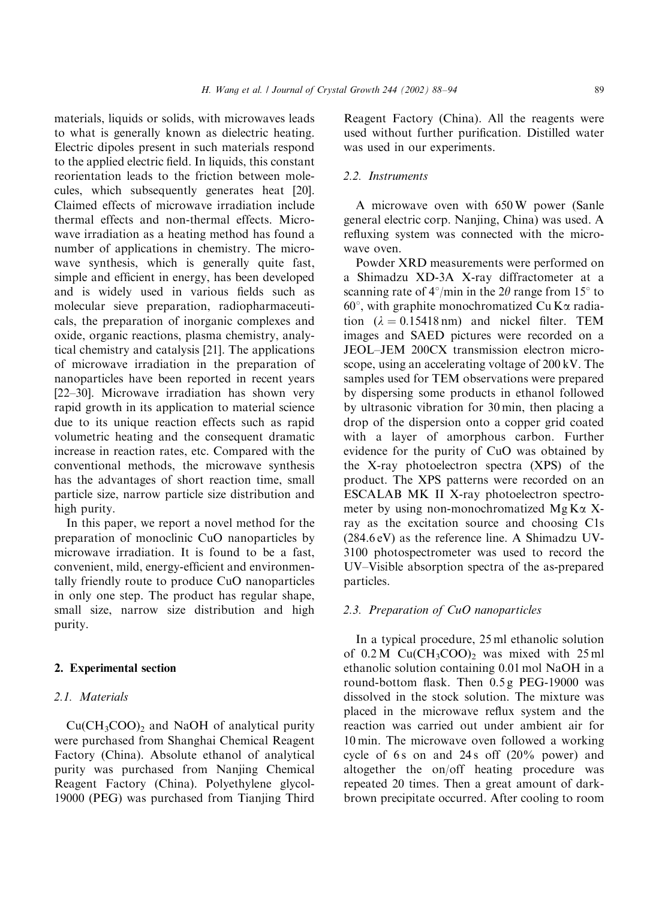materials, liquids or solids, with microwaves leads to what is generally known as dielectric heating. Electric dipoles present in such materials respond to the applied electric field. In liquids, this constant reorientation leads to the friction between molecules, which subsequently generates heat [20]. Claimed effects of microwave irradiation include thermal effects and non-thermal effects. Microwave irradiation as a heating method has found a number of applications in chemistry. The microwave synthesis, which is generally quite fast, simple and efficient in energy, has been developed and is widely used in various fields such as molecular sieve preparation, radiopharmaceuticals, the preparation of inorganic complexes and oxide, organic reactions, plasma chemistry, analytical chemistry and catalysis [21]. The applications of microwave irradiation in the preparation of nanoparticles have been reported in recent years [22–30]. Microwave irradiation has shown very rapid growth in its application to material science due to its unique reaction effects such as rapid volumetric heating and the consequent dramatic increase in reaction rates, etc. Compared with the conventional methods, the microwave synthesis has the advantages of short reaction time, small particle size, narrow particle size distribution and high purity.

In this paper, we report a novel method for the preparation of monoclinic CuO nanoparticles by microwave irradiation. It is found to be a fast, convenient, mild, energy-efficient and environmentally friendly route to produce CuO nanoparticles in only one step. The product has regular shape, small size, narrow size distribution and high purity.

## 2. Experimental section

### 2.1. Materials

$Cu(CH_3COO)_2$ and NaOH of analytical purity were purchased from Shanghai Chemical Reagent Factory (China). Absolute ethanol of analytical purity was purchased from Nanjing Chemical Reagent Factory (China). Polyethylene glycol-19000 (PEG) was purchased from Tianjing Third Reagent Factory (China). All the reagents were used without further purification. Distilled water was used in our experiments.

### 2.2. Instruments

A microwave oven with 650 W power (Sanle general electric corp. Nanjing, China) was used. A refluxing system was connected with the microwave oven.

Powder XRD measurements were performed on a Shimadzu XD-3A X-ray diffractometer at a scanning rate of 4°/min in the $2\theta$ range from 15° to 60°, with graphite monochromatized Cu K$\alpha$ radiation ($\lambda = 0.15418$ nm) and nickel filter. TEM images and SAED pictures were recorded on a JEOL–JEM 200CX transmission electron microscope, using an accelerating voltage of 200 kV. The samples used for TEM observations were prepared by dispersing some products in ethanol followed by ultrasonic vibration for 30 min, then placing a drop of the dispersion onto a copper grid coated with a layer of amorphous carbon. Further evidence for the purity of CuO was obtained by the X-ray photoelectron spectra (XPS) of the product. The XPS patterns were recorded on an ESCALAB MK II X-ray photoelectron spectrometer by using non-monochromatized Mg K$\alpha$ X-ray as the excitation source and choosing C1s (284.6 eV) as the reference line. A Shimadzu UV-3100 photospectrometer was used to record the UV–Visible absorption spectra of the as-prepared particles.

### 2.3. Preparation of CuO nanoparticles

In a typical procedure, 25 ml ethanolic solution of 0.2 M $Cu(CH_3COO)_2$ was mixed with 25 ml ethanolic solution containing 0.01 mol NaOH in a round-bottom flask. Then 0.5 g PEG-19000 was dissolved in the stock solution. The mixture was placed in the microwave reflux system and the reaction was carried out under ambient air for 10 min. The microwave oven followed a working cycle of 6 s on and 24 s off (20% power) and altogether the on/off heating procedure was repeated 20 times. Then a great amount of dark-brown precipitate occurred. After cooling to room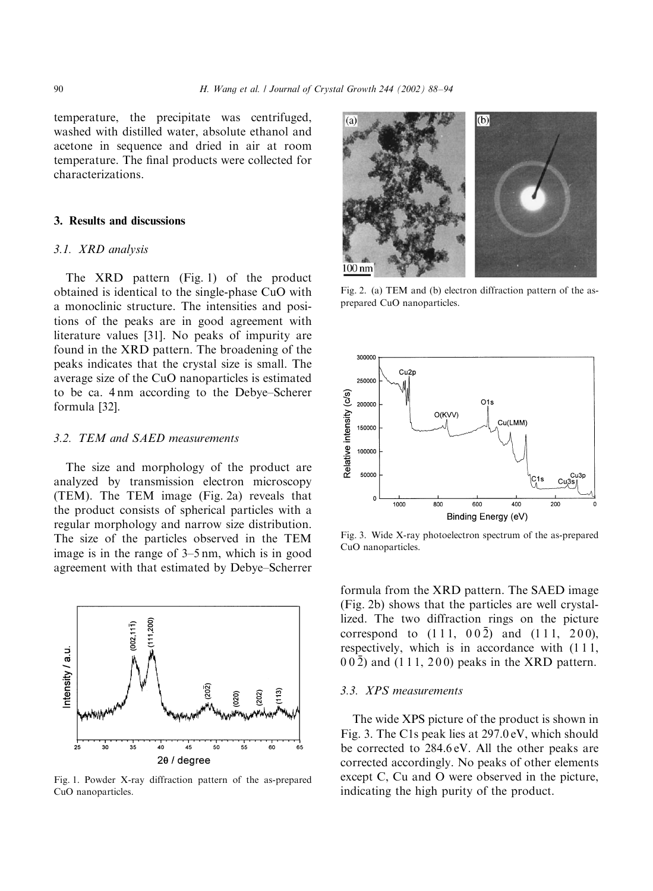temperature, the precipitate was centrifuged, washed with distilled water, absolute ethanol and acetone in sequence and dried in air at room temperature. The final products were collected for characterizations.

## 3. Results and discussions

### 3.1. XRD analysis

The XRD pattern (Fig. 1) of the product obtained is identical to the single-phase CuO with a monoclinic structure. The intensities and positions of the peaks are in good agreement with literature values [31]. No peaks of impurity are found in the XRD pattern. The broadening of the peaks indicates that the crystal size is small. The average size of the CuO nanoparticles is estimated to be ca. 4 nm according to the Debye–Scherrer formula [32].

### 3.2. TEM and SAED measurements

The size and morphology of the product are analyzed by transmission electron microscopy (TEM). The TEM image (Fig. 2a) reveals that the product consists of spherical particles with a regular morphology and narrow size distribution. The size of the particles observed in the TEM image is in the range of 3–5 nm, which is in good agreement with that estimated by Debye–Scherrer formula from the XRD pattern. The SAED image (Fig. 2b) shows that the particles are well crystallized. The two diffraction rings on the picture correspond to (1 1 1, 0 0 $\bar{2}$) and (1 1 1, 2 0 0), respectively, which is in accordance with (1 1 1, 0 0 $\bar{2}$) and (1 1 1, 2 0 0) peaks in the XRD pattern.

Fig. 1. Powder X-ray diffraction pattern of the as-prepared CuO nanoparticles.

Fig. 2. (a) TEM and (b) electron diffraction pattern of the as-prepared CuO nanoparticles.

Fig. 3. Wide X-ray photoelectron spectrum of the as-prepared CuO nanoparticles.

### 3.3. XPS measurements

The wide XPS picture of the product is shown in Fig. 3. The C1s peak lies at 297.0 eV, which should be corrected to 284.6 eV. All the other peaks are corrected accordingly. No peaks of other elements except C, Cu and O were observed in the picture, indicating the high purity of the product.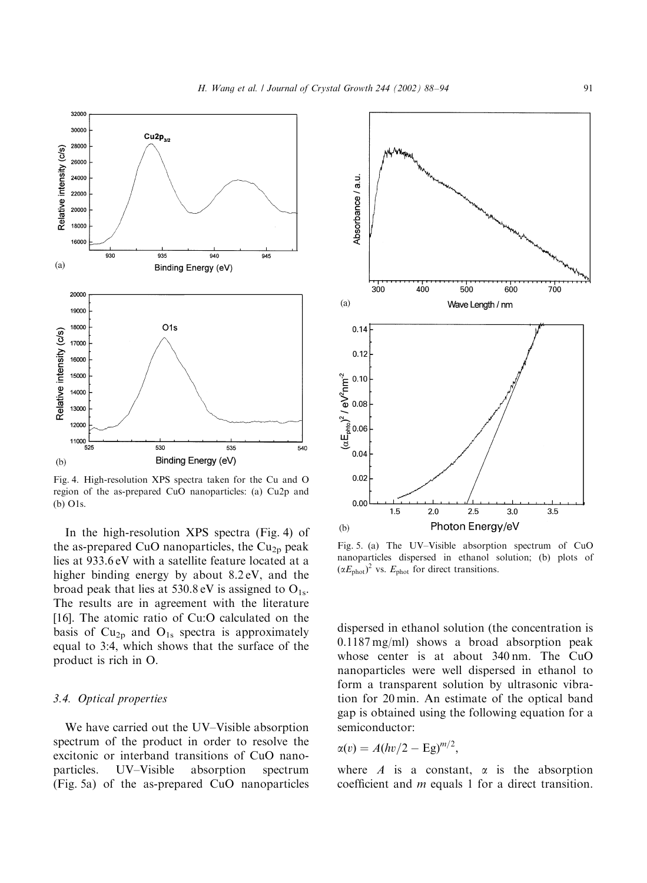Fig. 4. High-resolution XPS spectra taken for the Cu and O region of the as-prepared CuO nanoparticles: (a) Cu2p and (b) O1s.

In the high-resolution XPS spectra (Fig. 4) of the as-prepared CuO nanoparticles, the $Cu_{2p}$ peak lies at 933.6 eV with a satellite feature located at a higher binding energy by about 8.2 eV, and the broad peak that lies at 530.8 eV is assigned to $O_{1s}$. The results are in agreement with the literature [16]. The atomic ratio of Cu:O calculated on the basis of $Cu_{2p}$ and $O_{1s}$ spectra is approximately equal to 3:4, which shows that the surface of the product is rich in O.

### 3.4. Optical properties

We have carried out the UV–Visible absorption spectrum of the product in order to resolve the excitonic or interband transitions of CuO nanoparticles. UV–Visible absorption spectrum (Fig. 5a) of the as-prepared CuO nanoparticles dispersed in ethanol solution (the concentration is 0.1187 mg/ml) shows a broad absorption peak whose center is at about 340 nm. The CuO nanoparticles were well dispersed in ethanol to form a transparent solution by ultrasonic vibration for 20 min. An estimate of the optical band gap is obtained using the following equation for a semiconductor:

$$\alpha(v) = A(hv/2 - \mathrm{Eg})^{m/2},$$

where $A$ is a constant, $\alpha$ is the absorption coefficient and $m$ equals 1 for a direct transition.

Fig. 5. (a) The UV–Visible absorption spectrum of CuO nanoparticles dispersed in ethanol solution; (b) plots of $(\alpha E_{\mathrm{phot}})^2$ vs. $E_{\mathrm{phot}}$ for direct transitions.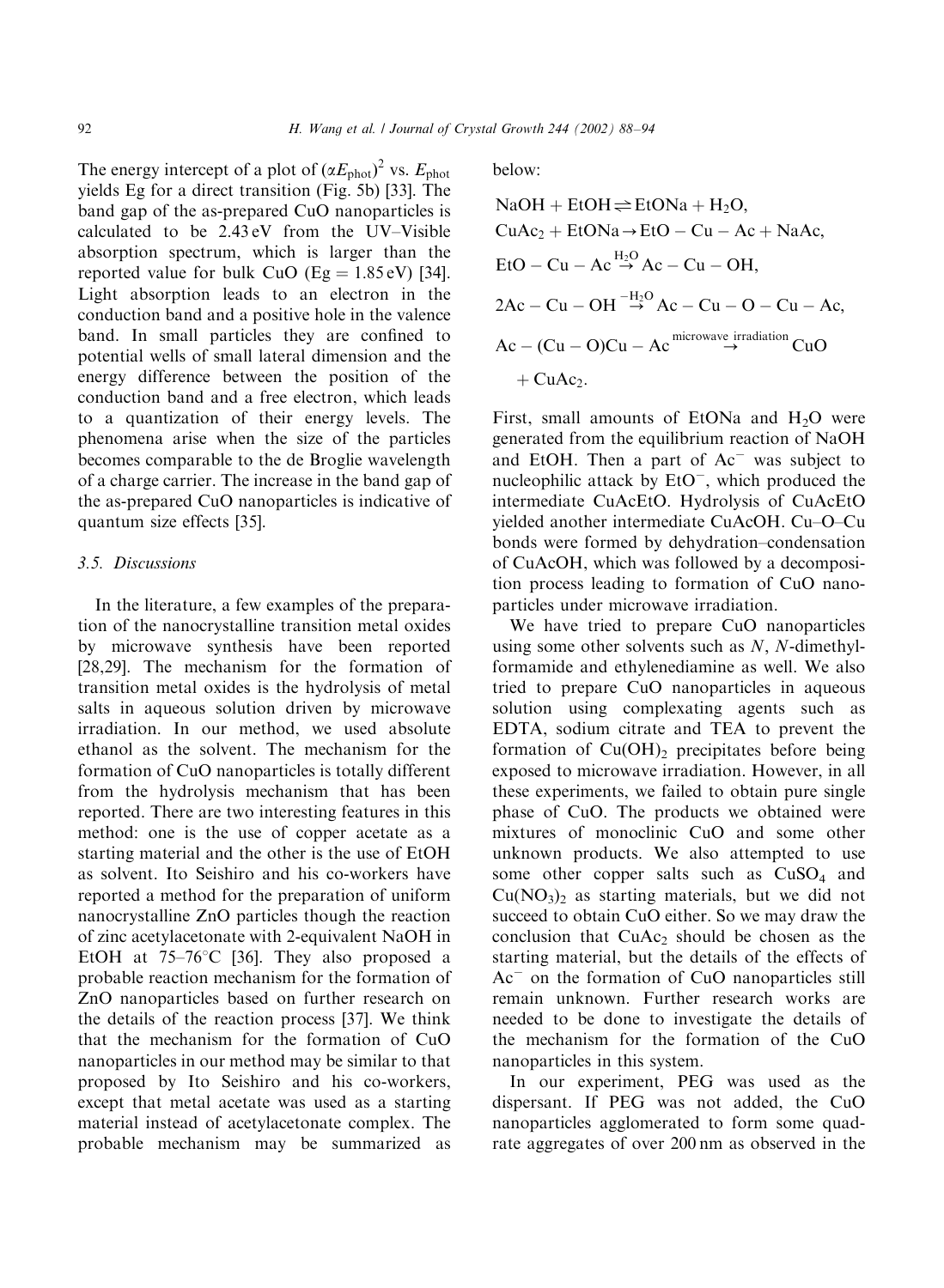The energy intercept of a plot of $(\alpha E_{phot})^2$ vs. $E_{phot}$ yields Eg for a direct transition (Fig. 5b) [33]. The band gap of the as-prepared CuO nanoparticles is calculated to be 2.43 eV from the UV–Visible absorption spectrum, which is larger than the reported value for bulk CuO (Eg = 1.85 eV) [34]. Light absorption leads to an electron in the conduction band and a positive hole in the valence band. In small particles they are confined to potential wells of small lateral dimension and the energy difference between the position of the conduction band and a free electron, which leads to a quantization of their energy levels. The phenomena arise when the size of the particles becomes comparable to the de Broglie wavelength of a charge carrier. The increase in the band gap of the as-prepared CuO nanoparticles is indicative of quantum size effects [35].

### 3.5. Discussions

In the literature, a few examples of the preparation of the nanocrystalline transition metal oxides by microwave synthesis have been reported [28,29]. The mechanism for the formation of transition metal oxides is the hydrolysis of metal salts in aqueous solution driven by microwave irradiation. In our method, we used absolute ethanol as the solvent. The mechanism for the formation of CuO nanoparticles is totally different from the hydrolysis mechanism that has been reported. There are two interesting features in this method: one is the use of copper acetate as a starting material and the other is the use of EtOH as solvent. Ito Seishiro and his co-workers have reported a method for the preparation of uniform nanocrystalline ZnO particles though the reaction of zinc acetylacetonate with 2-equivalent NaOH in EtOH at 75–76°C [36]. They also proposed a probable reaction mechanism for the formation of ZnO nanoparticles based on further research on the details of the reaction process [37]. We think that the mechanism for the formation of CuO nanoparticles in our method may be similar to that proposed by Ito Seishiro and his co-workers, except that metal acetate was used as a starting material instead of acetylacetonate complex. The probable mechanism may be summarized as below:

$$\mathrm{NaOH + EtOH \rightleftharpoons EtONa + H_2O,}$$

$$\mathrm{CuAc_2 + EtONa \rightarrow EtO-Cu-Ac + NaAc,}$$

$$\mathrm{EtO-Cu-Ac \overset{H_2O}{\rightarrow} Ac-Cu-OH,}$$

$$\mathrm{2Ac-Cu-OH \overset{-H_2O}{\rightarrow} Ac-Cu-O-Cu-Ac,}$$

$$\mathrm{Ac-(Cu-O)Cu-Ac \overset{microwave\ irradiation}{\rightarrow} CuO + CuAc_2.}$$

First, small amounts of EtONa and $H_2O$ were generated from the equilibrium reaction of NaOH and EtOH. Then a part of $Ac^-$ was subject to nucleophilic attack by $EtO^-$, which produced the intermediate CuAcEtO. Hydrolysis of CuAcEtO yielded another intermediate CuAcOH. Cu–O–Cu bonds were formed by dehydration–condensation of CuAcOH, which was followed by a decomposition process leading to formation of CuO nanoparticles under microwave irradiation.

We have tried to prepare CuO nanoparticles using some other solvents such as *N*, *N*-dimethylformamide and ethylenediamine as well. We also tried to prepare CuO nanoparticles in aqueous solution using complexating agents such as EDTA, sodium citrate and TEA to prevent the formation of $Cu(OH)_2$ precipitates before being exposed to microwave irradiation. However, in all these experiments, we failed to obtain pure single phase of CuO. The products we obtained were mixtures of monoclinic CuO and some other unknown products. We also attempted to use some other copper salts such as $CuSO_4$ and $Cu(NO_3)_2$ as starting materials, but we did not succeed to obtain CuO either. So we may draw the conclusion that $CuAc_2$ should be chosen as the starting material, but the details of the effects of $Ac^-$ on the formation of CuO nanoparticles still remain unknown. Further research works are needed to be done to investigate the details of the mechanism for the formation of the CuO nanoparticles in this system.

In our experiment, PEG was used as the dispersant. If PEG was not added, the CuO nanoparticles agglomerated to form some quadrate aggregates of over 200 nm as observed in the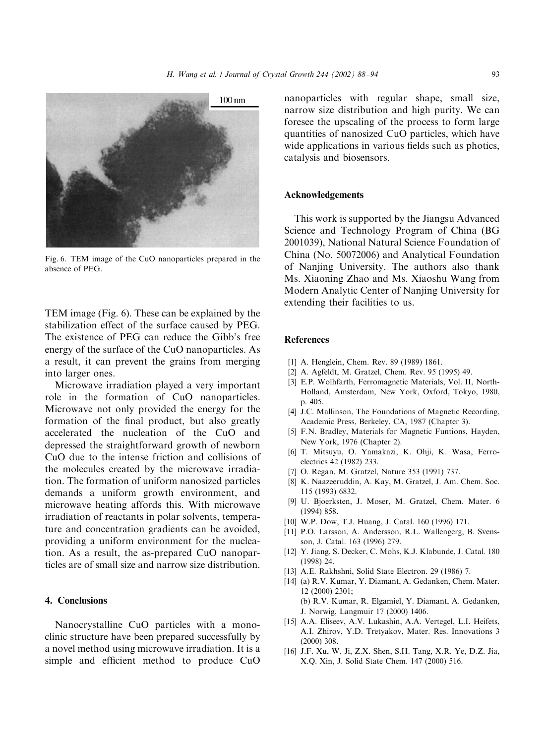Fig. 6. TEM image of the CuO nanoparticles prepared in the absence of PEG.

TEM image (Fig. 6). These can be explained by the stabilization effect of the surface caused by PEG. The existence of PEG can reduce the Gibb's free energy of the surface of the CuO nanoparticles. As a result, it can prevent the grains from merging into larger ones.

Microwave irradiation played a very important role in the formation of CuO nanoparticles. Microwave not only provided the energy for the formation of the final product, but also greatly accelerated the nucleation of the CuO and depressed the straightforward growth of newborn CuO due to the intense friction and collisions of the molecules created by the microwave irradiation. The formation of uniform nanosized particles demands a uniform growth environment, and microwave heating affords this. With microwave irradiation of reactants in polar solvents, temperature and concentration gradients can be avoided, providing a uniform environment for the nucleation. As a result, the as-prepared CuO nanoparticles are of small size and narrow size distribution.

## 4. Conclusions

Nanocrystalline CuO particles with a monoclinic structure have been prepared successfully by a novel method using microwave irradiation. It is a simple and efficient method to produce CuO nanoparticles with regular shape, small size, narrow size distribution and high purity. We can foresee the upscaling of the process to form large quantities of nanosized CuO particles, which have wide applications in various fields such as photics, catalysis and biosensors.

## Acknowledgements

This work is supported by the Jiangsu Advanced Science and Technology Program of China (BG 2001039), National Natural Science Foundation of China (No. 50072006) and Analytical Foundation of Nanjing University. The authors also thank Ms. Xiaoning Zhao and Ms. Xiaoshu Wang from Modern Analytic Center of Nanjing University for extending their facilities to us.

## References

[1] A. Henglein, Chem. Rev. 89 (1989) 1861.
[2] A. Agfeldt, M. Gratzel, Chem. Rev. 95 (1995) 49.
[3] E.P. Wolhfarth, Ferromagnetic Materials, Vol. II, North-Holland, Amsterdam, New York, Oxford, Tokyo, 1980, p. 405.
[4] J.C. Mallinson, The Foundations of Magnetic Recording, Academic Press, Berkeley, CA, 1987 (Chapter 3).
[5] F.N. Bradley, Materials for Magnetic Funtions, Hayden, New York, 1976 (Chapter 2).
[6] T. Mitsuyu, O. Yamakazi, K. Ohji, K. Wasa, Ferroelectrics 42 (1982) 233.
[7] O. Regan, M. Gratzel, Nature 353 (1991) 737.
[8] K. Naazeeruddin, A. Kay, M. Gratzel, J. Am. Chem. Soc. 115 (1993) 6832.
[9] U. Bjoerksten, J. Moser, M. Gratzel, Chem. Mater. 6 (1994) 858.
[10] W.P. Dow, T.J. Huang, J. Catal. 160 (1996) 171.
[11] P.O. Larsson, A. Andersson, R.L. Wallengerg, B. Svensson, J. Catal. 163 (1996) 279.
[12] Y. Jiang, S. Decker, C. Mohs, K.J. Klabunde, J. Catal. 180 (1998) 24.
[13] A.E. Rakhshni, Solid State Electron. 29 (1986) 7.
[14] (a) R.V. Kumar, Y. Diamant, A. Gedanken, Chem. Mater. 12 (2000) 2301;
(b) R.V. Kumar, R. Elgamiel, Y. Diamant, A. Gedanken, J. Norwig, Langmuir 17 (2000) 1406.
[15] A.A. Eliseev, A.V. Lukashin, A.A. Vertegel, L.I. Heifets, A.I. Zhirov, Y.D. Tretyakov, Mater. Res. Innovations 3 (2000) 308.
[16] J.F. Xu, W. Ji, Z.X. Shen, S.H. Tang, X.R. Ye, D.Z. Jia, X.Q. Xin, J. Solid State Chem. 147 (2000) 516.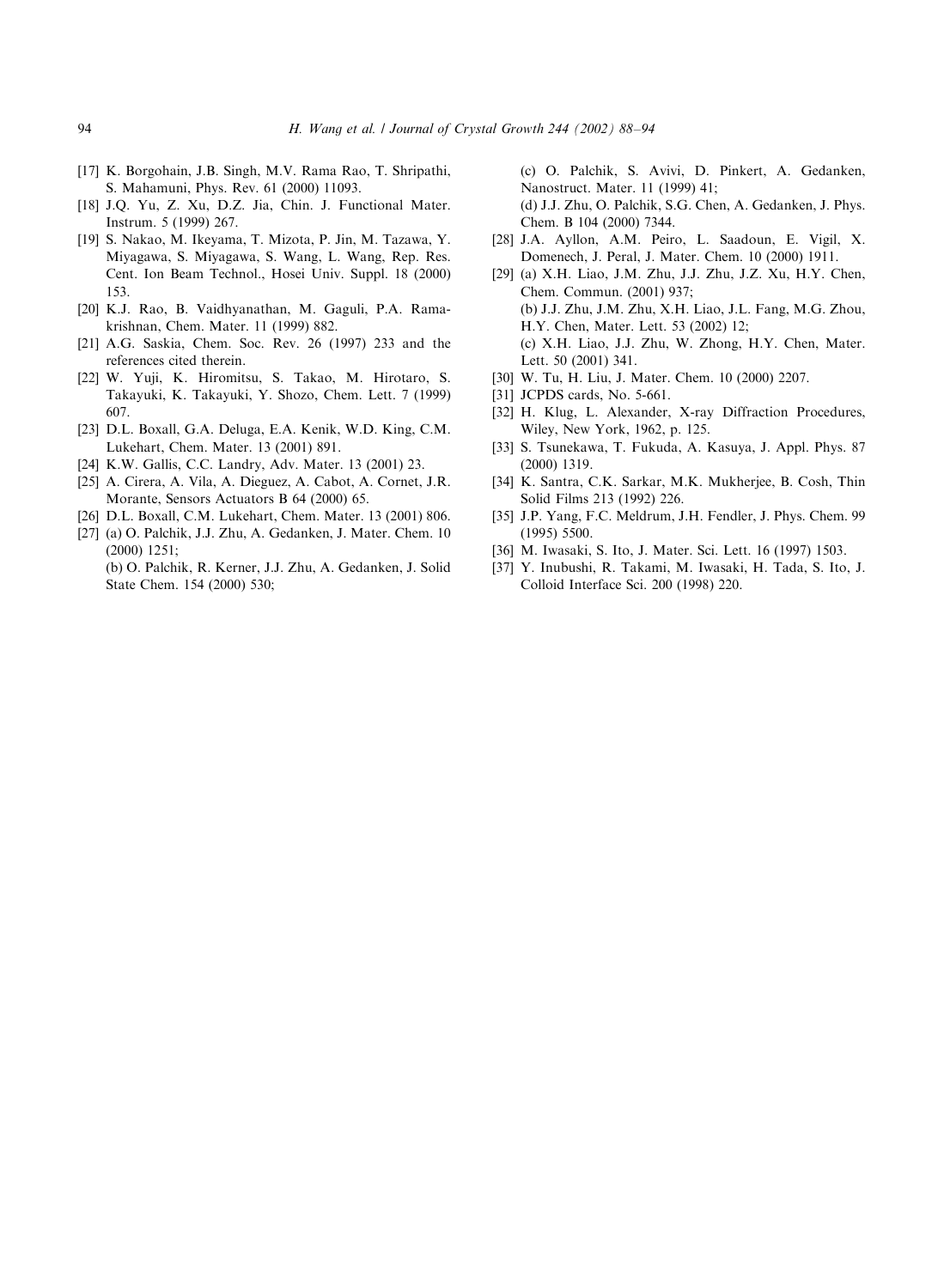[17] K. Borgohain, J.B. Singh, M.V. Rama Rao, T. Shripathi, S. Mahamuni, Phys. Rev. 61 (2000) 11093.

[18] J.Q. Yu, Z. Xu, D.Z. Jia, Chin. J. Functional Mater. Instrum. 5 (1999) 267.

[19] S. Nakao, M. Ikeyama, T. Mizota, P. Jin, M. Tazawa, Y. Miyagawa, S. Miyagawa, S. Wang, L. Wang, Rep. Res. Cent. Ion Beam Technol., Hosei Univ. Suppl. 18 (2000) 153.

[20] K.J. Rao, B. Vaidhyanathan, M. Gaguli, P.A. Ramakrishnan, Chem. Mater. 11 (1999) 882.

[21] A.G. Saskia, Chem. Soc. Rev. 26 (1997) 233 and the references cited therein.

[22] W. Yuji, K. Hiromitsu, S. Takao, M. Hirotaro, S. Takayuki, K. Takayuki, Y. Shozo, Chem. Lett. 7 (1999) 607.

[23] D.L. Boxall, G.A. Deluga, E.A. Kenik, W.D. King, C.M. Lukehart, Chem. Mater. 13 (2001) 891.

[24] K.W. Gallis, C.C. Landry, Adv. Mater. 13 (2001) 23.

[25] A. Cirera, A. Vila, A. Dieguez, A. Cabot, A. Cornet, J.R. Morante, Sensors Actuators B 64 (2000) 65.

[26] D.L. Boxall, C.M. Lukehart, Chem. Mater. 13 (2001) 806.

[27] (a) O. Palchik, J.J. Zhu, A. Gedanken, J. Mater. Chem. 10 (2000) 1251;
(b) O. Palchik, R. Kerner, J.J. Zhu, A. Gedanken, J. Solid State Chem. 154 (2000) 530;
(c) O. Palchik, S. Avivi, D. Pinkert, A. Gedanken, Nanostruct. Mater. 11 (1999) 41;
(d) J.J. Zhu, O. Palchik, S.G. Chen, A. Gedanken, J. Phys. Chem. B 104 (2000) 7344.

[28] J.A. Ayllon, A.M. Peiro, L. Saadoun, E. Vigil, X. Domenech, J. Peral, J. Mater. Chem. 10 (2000) 1911.

[29] (a) X.H. Liao, J.M. Zhu, J.J. Zhu, J.Z. Xu, H.Y. Chen, Chem. Commun. (2001) 937;
(b) J.J. Zhu, J.M. Zhu, X.H. Liao, J.L. Fang, M.G. Zhou, H.Y. Chen, Mater. Lett. 53 (2002) 12;
(c) X.H. Liao, J.J. Zhu, W. Zhong, H.Y. Chen, Mater. Lett. 50 (2001) 341.

[30] W. Tu, H. Liu, J. Mater. Chem. 10 (2000) 2207.

[31] JCPDS cards, No. 5-661.

[32] H. Klug, L. Alexander, X-ray Diffraction Procedures, Wiley, New York, 1962, p. 125.

[33] S. Tsunekawa, T. Fukuda, A. Kasuya, J. Appl. Phys. 87 (2000) 1319.

[34] K. Santra, C.K. Sarkar, M.K. Mukherjee, B. Cosh, Thin Solid Films 213 (1992) 226.

[35] J.P. Yang, F.C. Meldrum, J.H. Fendler, J. Phys. Chem. 99 (1995) 5500.

[36] M. Iwasaki, S. Ito, J. Mater. Sci. Lett. 16 (1997) 1503.

[37] Y. Inubushi, R. Takami, M. Iwasaki, H. Tada, S. Ito, J. Colloid Interface Sci. 200 (1998) 220.